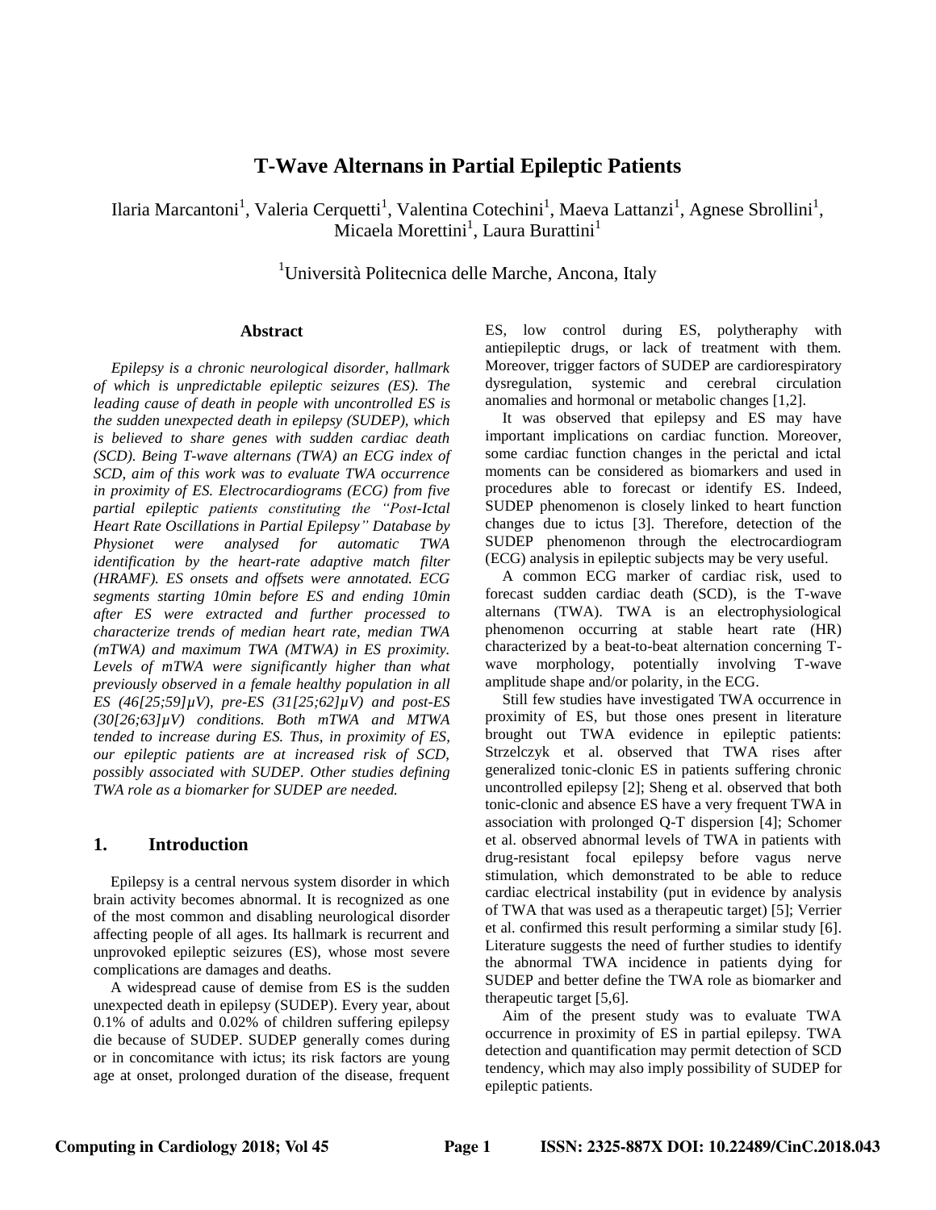# T-Wave Alternans in Partial Epileptic Patients

Ilaria Marcantoni[1], Valeria Cerquetti[1], Valentina Cotechini[1], Maeva Lattanzi[1], Agnese Sbrollini[1], Micaela Morettini[1], Laura Burattini[1]

[1]Università Politecnica delle Marche, Ancona, Italy

## Abstract

*Epilepsy is a chronic neurological disorder, hallmark of which is unpredictable epileptic seizures (ES). The leading cause of death in people with uncontrolled ES is the sudden unexpected death in epilepsy (SUDEP), which is believed to share genes with sudden cardiac death (SCD). Being T-wave alternans (TWA) an ECG index of SCD, aim of this work was to evaluate TWA occurrence in proximity of ES. Electrocardiograms (ECG) from five partial epileptic patients constituting the "Post-Ictal Heart Rate Oscillations in Partial Epilepsy" Database by Physionet were analysed for automatic TWA identification by the heart-rate adaptive match filter (HRAMF). ES onsets and offsets were annotated. ECG segments starting 10min before ES and ending 10min after ES were extracted and further processed to characterize trends of median heart rate, median TWA (mTWA) and maximum TWA (MTWA) in ES proximity. Levels of mTWA were significantly higher than what previously observed in a female healthy population in all ES (46[25;59]μV), pre-ES (31[25;62]μV) and post-ES (30[26;63]μV) conditions. Both mTWA and MTWA tended to increase during ES. Thus, in proximity of ES, our epileptic patients are at increased risk of SCD, possibly associated with SUDEP. Other studies defining TWA role as a biomarker for SUDEP are needed.*

## 1. Introduction

Epilepsy is a central nervous system disorder in which brain activity becomes abnormal. It is recognized as one of the most common and disabling neurological disorder affecting people of all ages. Its hallmark is recurrent and unprovoked epileptic seizures (ES), whose most severe complications are damages and deaths.

A widespread cause of demise from ES is the sudden unexpected death in epilepsy (SUDEP). Every year, about 0.1% of adults and 0.02% of children suffering epilepsy die because of SUDEP. SUDEP generally comes during or in concomitance with ictus; its risk factors are young age at onset, prolonged duration of the disease, frequent ES, low control during ES, polytheraphy with antiepileptic drugs, or lack of treatment with them. Moreover, trigger factors of SUDEP are cardiorespiratory dysregulation, systemic and cerebral circulation anomalies and hormonal or metabolic changes [1,2].

It was observed that epilepsy and ES may have important implications on cardiac function. Moreover, some cardiac function changes in the perictal and ictal moments can be considered as biomarkers and used in procedures able to forecast or identify ES. Indeed, SUDEP phenomenon is closely linked to heart function changes due to ictus [3]. Therefore, detection of the SUDEP phenomenon through the electrocardiogram (ECG) analysis in epileptic subjects may be very useful.

A common ECG marker of cardiac risk, used to forecast sudden cardiac death (SCD), is the T-wave alternans (TWA). TWA is an electrophysiological phenomenon occurring at stable heart rate (HR) characterized by a beat-to-beat alternation concerning T-wave morphology, potentially involving T-wave amplitude shape and/or polarity, in the ECG.

Still few studies have investigated TWA occurrence in proximity of ES, but those ones present in literature brought out TWA evidence in epileptic patients: Strzelczyk et al. observed that TWA rises after generalized tonic-clonic ES in patients suffering chronic uncontrolled epilepsy [2]; Sheng et al. observed that both tonic-clonic and absence ES have a very frequent TWA in association with prolonged Q-T dispersion [4]; Schomer et al. observed abnormal levels of TWA in patients with drug-resistant focal epilepsy before vagus nerve stimulation, which demonstrated to be able to reduce cardiac electrical instability (put in evidence by analysis of TWA that was used as a therapeutic target) [5]; Verrier et al. confirmed this result performing a similar study [6]. Literature suggests the need of further studies to identify the abnormal TWA incidence in patients dying for SUDEP and better define the TWA role as biomarker and therapeutic target [5,6].

Aim of the present study was to evaluate TWA occurrence in proximity of ES in partial epilepsy. TWA detection and quantification may permit detection of SCD tendency, which may also imply possibility of SUDEP for epileptic patients.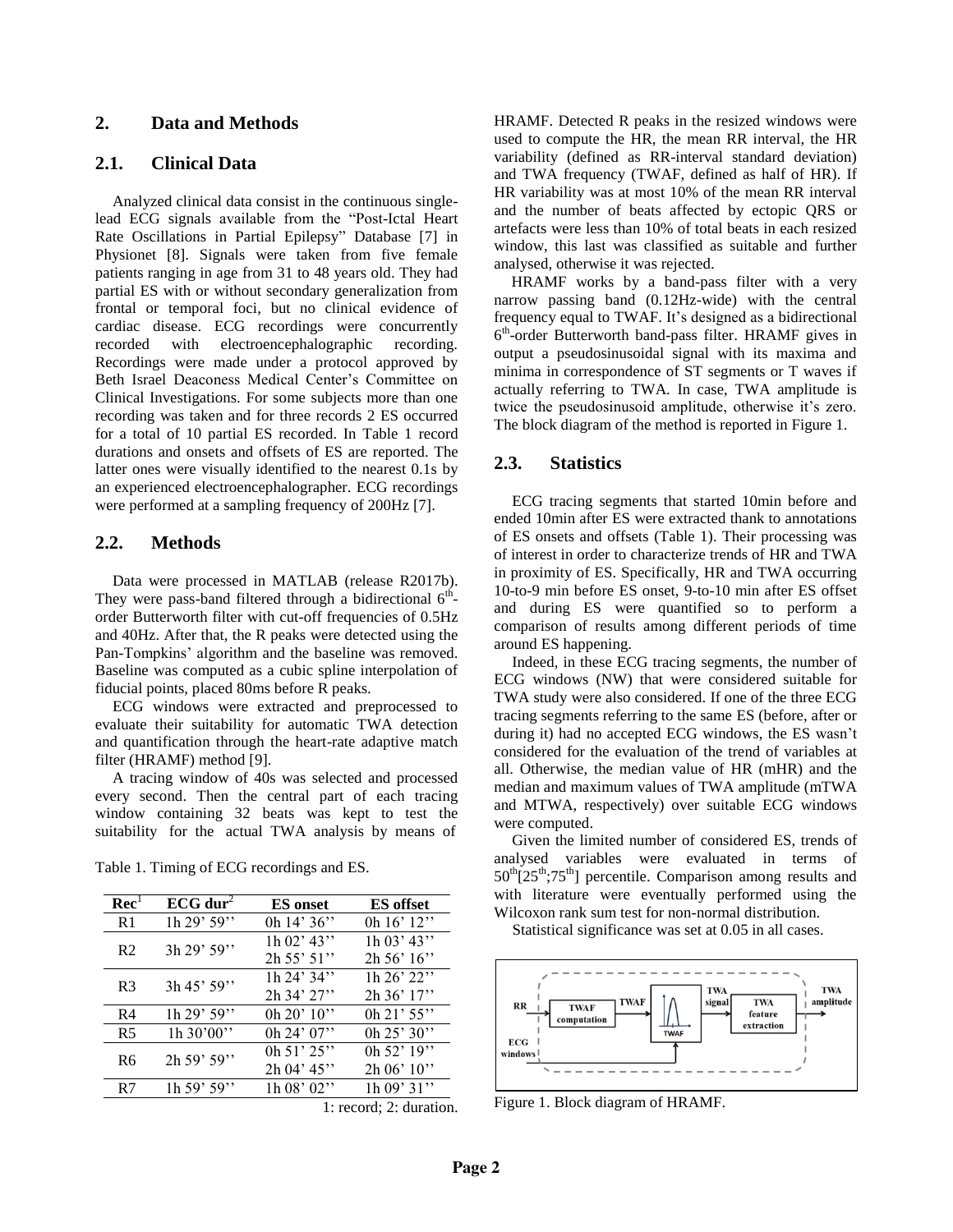## 2. Data and Methods

### 2.1. Clinical Data

Analyzed clinical data consist in the continuous single-lead ECG signals available from the "Post-Ictal Heart Rate Oscillations in Partial Epilepsy" Database [7] in Physionet [8]. Signals were taken from five female patients ranging in age from 31 to 48 years old. They had partial ES with or without secondary generalization from frontal or temporal foci, but no clinical evidence of cardiac disease. ECG recordings were concurrently recorded with electroencephalographic recording. Recordings were made under a protocol approved by Beth Israel Deaconess Medical Center's Committee on Clinical Investigations. For some subjects more than one recording was taken and for three records 2 ES occurred for a total of 10 partial ES recorded. In Table 1 record durations and onsets and offsets of ES are reported. The latter ones were visually identified to the nearest 0.1s by an experienced electroencephalographer. ECG recordings were performed at a sampling frequency of 200Hz [7].

### 2.2. Methods

Data were processed in MATLAB (release R2017b). They were pass-band filtered through a bidirectional 6[th]-order Butterworth filter with cut-off frequencies of 0.5Hz and 40Hz. After that, the R peaks were detected using the Pan-Tompkins' algorithm and the baseline was removed. Baseline was computed as a cubic spline interpolation of fiducial points, placed 80ms before R peaks.

ECG windows were extracted and preprocessed to evaluate their suitability for automatic TWA detection and quantification through the heart-rate adaptive match filter (HRAMF) method [9].

A tracing window of 40s was selected and processed every second. Then the central part of each tracing window containing 32 beats was kept to test the suitability for the actual TWA analysis by means of HRAMF. Detected R peaks in the resized windows were used to compute the HR, the mean RR interval, the HR variability (defined as RR-interval standard deviation) and TWA frequency (TWAF, defined as half of HR). If HR variability was at most 10% of the mean RR interval and the number of beats affected by ectopic QRS or artefacts were less than 10% of total beats in each resized window, this last was classified as suitable and further analysed, otherwise it was rejected.

HRAMF works by a band-pass filter with a very narrow passing band (0.12Hz-wide) with the central frequency equal to TWAF. It's designed as a bidirectional 6[th]-order Butterworth band-pass filter. HRAMF gives in output a pseudosinusoidal signal with its maxima and minima in correspondence of ST segments or T waves if actually referring to TWA. In case, TWA amplitude is twice the pseudosinusoid amplitude, otherwise it's zero. The block diagram of the method is reported in Figure 1.

Table 1. Timing of ECG recordings and ES.

| Rec[1] | ECG dur[2] | ES onset | ES offset |
|---|---|---|---|
| R1 | 1h 29' 59'' | 0h 14' 36'' | 0h 16' 12'' |
| R2 | 3h 29' 59'' | 1h 02' 43'' | 1h 03' 43'' |
| | | 2h 55' 51'' | 2h 56' 16'' |
| R3 | 3h 45' 59'' | 1h 24' 34'' | 1h 26' 22'' |
| | | 2h 34' 27'' | 2h 36' 17'' |
| R4 | 1h 29' 59'' | 0h 20' 10'' | 0h 21' 55'' |
| R5 | 1h 30'00'' | 0h 24' 07'' | 0h 25' 30'' |
| R6 | 2h 59' 59'' | 0h 51' 25'' | 0h 52' 19'' |
| | | 2h 04' 45'' | 2h 06' 10'' |
| R7 | 1h 59' 59'' | 1h 08' 02'' | 1h 09' 31'' |

1: record; 2: duration.

### 2.3. Statistics

ECG tracing segments that started 10min before and ended 10min after ES were extracted thank to annotations of ES onsets and offsets (Table 1). Their processing was of interest in order to characterize trends of HR and TWA in proximity of ES. Specifically, HR and TWA occurring 10-to-9 min before ES onset, 9-to-10 min after ES offset and during ES were quantified so to perform a comparison of results among different periods of time around ES happening.

Indeed, in these ECG tracing segments, the number of ECG windows (NW) that were considered suitable for TWA study were also considered. If one of the three ECG tracing segments referring to the same ES (before, after or during it) had no accepted ECG windows, the ES wasn't considered for the evaluation of the trend of variables at all. Otherwise, the median value of HR (mHR) and the median and maximum values of TWA amplitude (mTWA and MTWA, respectively) over suitable ECG windows were computed.

Given the limited number of considered ES, trends of analysed variables were evaluated in terms of $50^{th}[25^{th};75^{th}]$ percentile. Comparison among results and with literature were eventually performed using the Wilcoxon rank sum test for non-normal distribution.

Statistical significance was set at 0.05 in all cases.

Figure 1. Block diagram of HRAMF.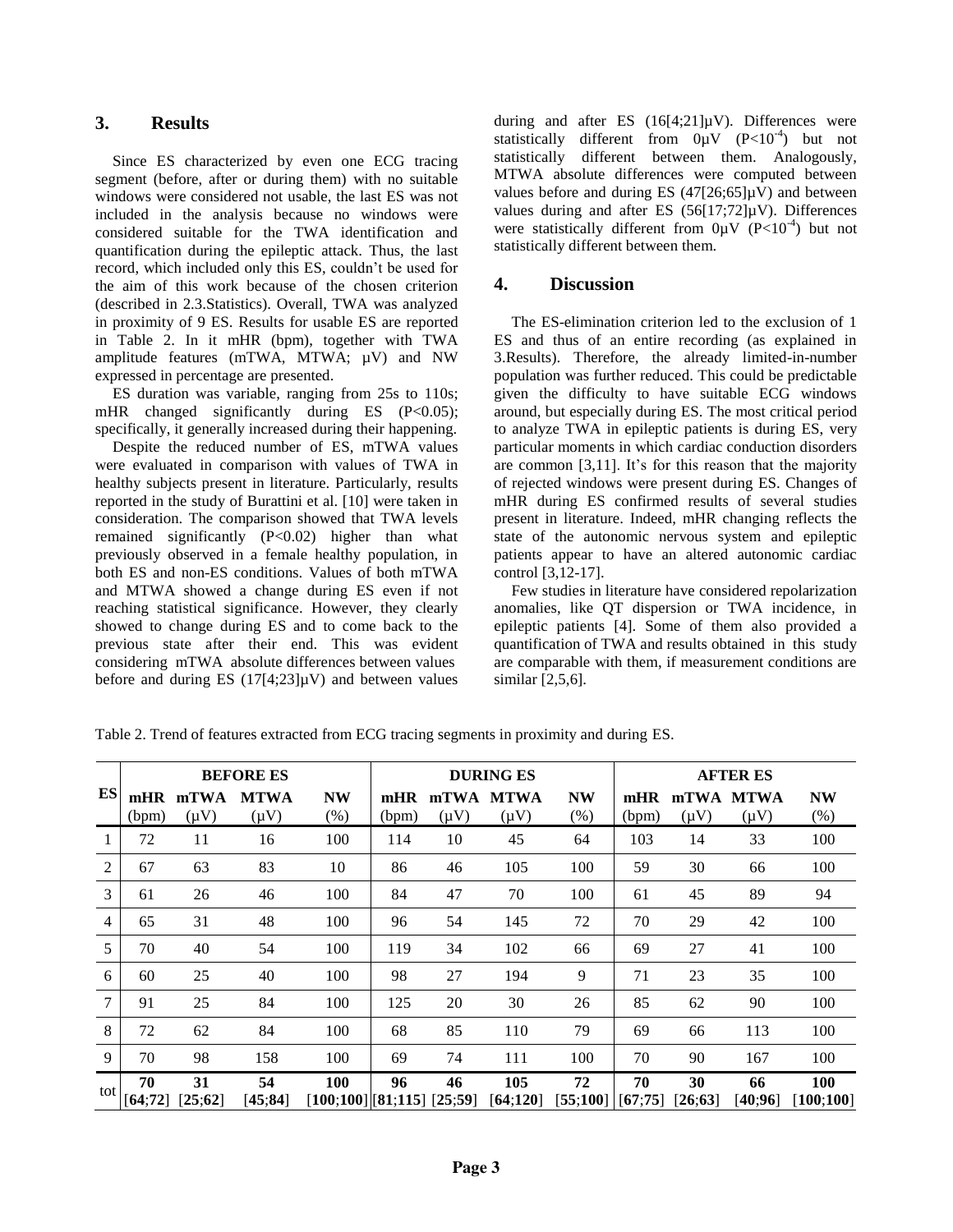## 3. Results

Since ES characterized by even one ECG tracing segment (before, after or during them) with no suitable windows were considered not usable, the last ES was not included in the analysis because no windows were considered suitable for the TWA identification and quantification during the epileptic attack. Thus, the last record, which included only this ES, couldn't be used for the aim of this work because of the chosen criterion (described in 2.3.Statistics). Overall, TWA was analyzed in proximity of 9 ES. Results for usable ES are reported in Table 2. In it mHR (bpm), together with TWA amplitude features (mTWA, MTWA; µV) and NW expressed in percentage are presented.

ES duration was variable, ranging from 25s to 110s; mHR changed significantly during ES ($P<0.05$); specifically, it generally increased during their happening.

Despite the reduced number of ES, mTWA values were evaluated in comparison with values of TWA in healthy subjects present in literature. Particularly, results reported in the study of Burattini et al. [10] were taken in consideration. The comparison showed that TWA levels remained significantly ($P<0.02$) higher than what previously observed in a female healthy population, in both ES and non-ES conditions. Values of both mTWA and MTWA showed a change during ES even if not reaching statistical significance. However, they clearly showed to change during ES and to come back to the previous state after their end. This was evident considering mTWA absolute differences between values before and during ES (17[4;23]µV) and between values during and after ES (16[4;21]µV). Differences were statistically different from 0µV ($P<10^{-4}$) but not statistically different between them. Analogously, MTWA absolute differences were computed between values before and during ES (47[26;65]µV) and between values during and after ES (56[17;72]µV). Differences were statistically different from 0µV ($P<10^{-4}$) but not statistically different between them.

## 4. Discussion

The ES-elimination criterion led to the exclusion of 1 ES and thus of an entire recording (as explained in 3.Results). Therefore, the already limited-in-number population was further reduced. This could be predictable given the difficulty to have suitable ECG windows around, but especially during ES. The most critical period to analyze TWA in epileptic patients is during ES, very particular moments in which cardiac conduction disorders are common [3,11]. It's for this reason that the majority of rejected windows were present during ES. Changes of mHR during ES confirmed results of several studies present in literature. Indeed, mHR changing reflects the state of the autonomic nervous system and epileptic patients appear to have an altered autonomic cardiac control [3,12-17].

Few studies in literature have considered repolarization anomalies, like QT dispersion or TWA incidence, in epileptic patients [4]. Some of them also provided a quantification of TWA and results obtained in this study are comparable with them, if measurement conditions are similar [2,5,6].

Table 2. Trend of features extracted from ECG tracing segments in proximity and during ES.

| ES | BEFORE ES | | | | DURING ES | | | | AFTER ES | | | |
|---|---|---|---|---|---|---|---|---|---|---|---|---|
| | mHR (bpm) | mTWA (µV) | MTWA (µV) | NW (%) | mHR (bpm) | mTWA (µV) | MTWA (µV) | NW (%) | mHR (bpm) | mTWA (µV) | MTWA (µV) | NW (%) |
| 1 | 72 | 11 | 16 | 100 | 114 | 10 | 45 | 64 | 103 | 14 | 33 | 100 |
| 2 | 67 | 63 | 83 | 10 | 86 | 46 | 105 | 100 | 59 | 30 | 66 | 100 |
| 3 | 61 | 26 | 46 | 100 | 84 | 47 | 70 | 100 | 61 | 45 | 89 | 94 |
| 4 | 65 | 31 | 48 | 100 | 96 | 54 | 145 | 72 | 70 | 29 | 42 | 100 |
| 5 | 70 | 40 | 54 | 100 | 119 | 34 | 102 | 66 | 69 | 27 | 41 | 100 |
| 6 | 60 | 25 | 40 | 100 | 98 | 27 | 194 | 9 | 71 | 23 | 35 | 100 |
| 7 | 91 | 25 | 84 | 100 | 125 | 20 | 30 | 26 | 85 | 62 | 90 | 100 |
| 8 | 72 | 62 | 84 | 100 | 68 | 85 | 110 | 79 | 69 | 66 | 113 | 100 |
| 9 | 70 | 98 | 158 | 100 | 69 | 74 | 111 | 100 | 70 | 90 | 167 | 100 |
| tot | **70 [64;72]** | **31 [25;62]** | **54 [45;84]** | **100 [100;100]** | **96 [81;115]** | **46 [25;59]** | **105 [64;120]** | **72 [55;100]** | **70 [67;75]** | **30 [26;63]** | **66 [40;96]** | **100 [100;100]** |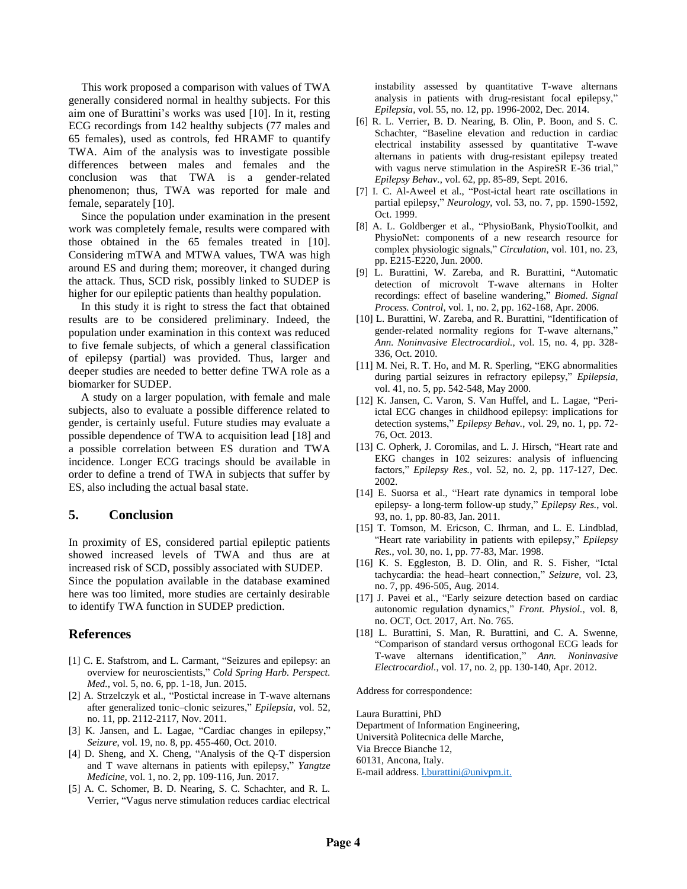This work proposed a comparison with values of TWA generally considered normal in healthy subjects. For this aim one of Burattini's works was used [10]. In it, resting ECG recordings from 142 healthy subjects (77 males and 65 females), used as controls, fed HRAMF to quantify TWA. Aim of the analysis was to investigate possible differences between males and females and the conclusion was that TWA is a gender-related phenomenon; thus, TWA was reported for male and female, separately [10].

Since the population under examination in the present work was completely female, results were compared with those obtained in the 65 females treated in [10]. Considering mTWA and MTWA values, TWA was high around ES and during them; moreover, it changed during the attack. Thus, SCD risk, possibly linked to SUDEP is higher for our epileptic patients than healthy population.

In this study it is right to stress the fact that obtained results are to be considered preliminary. Indeed, the population under examination in this context was reduced to five female subjects, of which a general classification of epilepsy (partial) was provided. Thus, larger and deeper studies are needed to better define TWA role as a biomarker for SUDEP.

A study on a larger population, with female and male subjects, also to evaluate a possible difference related to gender, is certainly useful. Future studies may evaluate a possible dependence of TWA to acquisition lead [18] and a possible correlation between ES duration and TWA incidence. Longer ECG tracings should be available in order to define a trend of TWA in subjects that suffer by ES, also including the actual basal state.

## 5. Conclusion

In proximity of ES, considered partial epileptic patients showed increased levels of TWA and thus are at increased risk of SCD, possibly associated with SUDEP. Since the population available in the database examined here was too limited, more studies are certainly desirable to identify TWA function in SUDEP prediction.

## References

[1] C. E. Stafstrom, and L. Carmant, "Seizures and epilepsy: an overview for neuroscientists," *Cold Spring Harb. Perspect. Med.*, vol. 5, no. 6, pp. 1-18, Jun. 2015.

[2] A. Strzelczyk et al., "Postictal increase in T-wave alternans after generalized tonic–clonic seizures," *Epilepsia*, vol. 52, no. 11, pp. 2112-2117, Nov. 2011.

[3] K. Jansen, and L. Lagae, "Cardiac changes in epilepsy," *Seizure*, vol. 19, no. 8, pp. 455-460, Oct. 2010.

[4] D. Sheng, and X. Cheng, "Analysis of the Q-T dispersion and T wave alternans in patients with epilepsy," *Yangtze Medicine*, vol. 1, no. 2, pp. 109-116, Jun. 2017.

[5] A. C. Schomer, B. D. Nearing, S. C. Schachter, and R. L. Verrier, "Vagus nerve stimulation reduces cardiac electrical instability assessed by quantitative T-wave alternans analysis in patients with drug-resistant focal epilepsy," *Epilepsia*, vol. 55, no. 12, pp. 1996-2002, Dec. 2014.

[6] R. L. Verrier, B. D. Nearing, B. Olin, P. Boon, and S. C. Schachter, "Baseline elevation and reduction in cardiac electrical instability assessed by quantitative T-wave alternans in patients with drug-resistant epilepsy treated with vagus nerve stimulation in the AspireSR E-36 trial," *Epilepsy Behav.*, vol. 62, pp. 85-89, Sept. 2016.

[7] I. C. Al-Aweel et al., "Post-ictal heart rate oscillations in partial epilepsy," *Neurology*, vol. 53, no. 7, pp. 1590-1592, Oct. 1999.

[8] A. L. Goldberger et al., "PhysioBank, PhysioToolkit, and PhysioNet: components of a new research resource for complex physiologic signals," *Circulation*, vol. 101, no. 23, pp. E215-E220, Jun. 2000.

[9] L. Burattini, W. Zareba, and R. Burattini, "Automatic detection of microvolt T-wave alternans in Holter recordings: effect of baseline wandering," *Biomed. Signal Process. Control*, vol. 1, no. 2, pp. 162-168, Apr. 2006.

[10] L. Burattini, W. Zareba, and R. Burattini, "Identification of gender-related normality regions for T-wave alternans," *Ann. Noninvasive Electrocardiol.*, vol. 15, no. 4, pp. 328-336, Oct. 2010.

[11] M. Nei, R. T. Ho, and M. R. Sperling, "EKG abnormalities during partial seizures in refractory epilepsy," *Epilepsia*, vol. 41, no. 5, pp. 542-548, May 2000.

[12] K. Jansen, C. Varon, S. Van Huffel, and L. Lagae, "Peri-ictal ECG changes in childhood epilepsy: implications for detection systems," *Epilepsy Behav.*, vol. 29, no. 1, pp. 72-76, Oct. 2013.

[13] C. Opherk, J. Coromilas, and L. J. Hirsch, "Heart rate and EKG changes in 102 seizures: analysis of influencing factors," *Epilepsy Res.*, vol. 52, no. 2, pp. 117-127, Dec. 2002.

[14] E. Suorsa et al., "Heart rate dynamics in temporal lobe epilepsy- a long-term follow-up study," *Epilepsy Res.*, vol. 93, no. 1, pp. 80-83, Jan. 2011.

[15] T. Tomson, M. Ericson, C. Ihrman, and L. E. Lindblad, "Heart rate variability in patients with epilepsy," *Epilepsy Res.*, vol. 30, no. 1, pp. 77-83, Mar. 1998.

[16] K. S. Eggleston, B. D. Olin, and R. S. Fisher, "Ictal tachycardia: the head–heart connection," *Seizure*, vol. 23, no. 7, pp. 496-505, Aug. 2014.

[17] J. Pavei et al., "Early seizure detection based on cardiac autonomic regulation dynamics," *Front. Physiol.*, vol. 8, no. OCT, Oct. 2017, Art. No. 765.

[18] L. Burattini, S. Man, R. Burattini, and C. A. Swenne, "Comparison of standard versus orthogonal ECG leads for T-wave alternans identification," *Ann. Noninvasive Electrocardiol.*, vol. 17, no. 2, pp. 130-140, Apr. 2012.

Address for correspondence:

Laura Burattini, PhD
Department of Information Engineering,
Università Politecnica delle Marche,
Via Brecce Bianche 12,
60131, Ancona, Italy.
E-mail address. l.burattini@univpm.it.